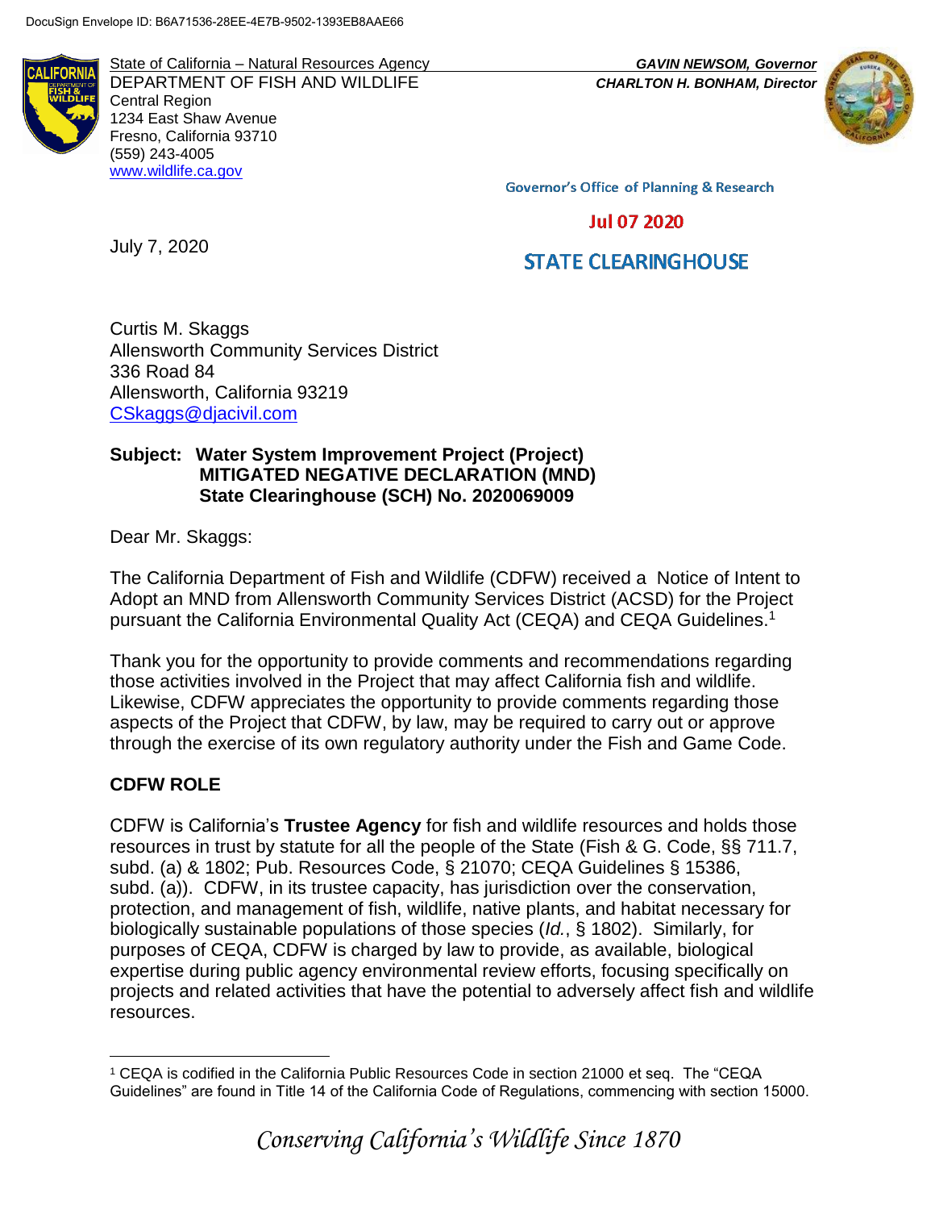DocuSign Envelope ID: B6A71536-28EE-4E7B-9502-1393EB8AAE66

State of California – Natural Resources Agency
DEPARTMENT OF FISH AND WILDLIFE
Central Region
1234 East Shaw Avenue
Fresno, California 93710
(559) 243-4005
www.wildlife.ca.gov

***GAVIN NEWSOM, Governor***
***CHARLTON H. BONHAM, Director***

Governor's Office of Planning & Research

Jul 07 2020

STATE CLEARINGHOUSE

July 7, 2020

Curtis M. Skaggs
Allensworth Community Services District
336 Road 84
Allensworth, California 93219
CSkaggs@djacivil.com

**Subject: Water System Improvement Project (Project)**
**MITIGATED NEGATIVE DECLARATION (MND)**
**State Clearinghouse (SCH) No. 2020069009**

Dear Mr. Skaggs:

The California Department of Fish and Wildlife (CDFW) received a Notice of Intent to Adopt an MND from Allensworth Community Services District (ACSD) for the Project pursuant the California Environmental Quality Act (CEQA) and CEQA Guidelines.[1]

Thank you for the opportunity to provide comments and recommendations regarding those activities involved in the Project that may affect California fish and wildlife. Likewise, CDFW appreciates the opportunity to provide comments regarding those aspects of the Project that CDFW, by law, may be required to carry out or approve through the exercise of its own regulatory authority under the Fish and Game Code.

## CDFW ROLE

CDFW is California's **Trustee Agency** for fish and wildlife resources and holds those resources in trust by statute for all the people of the State (Fish & G. Code, §§ 711.7, subd. (a) & 1802; Pub. Resources Code, § 21070; CEQA Guidelines § 15386, subd. (a)). CDFW, in its trustee capacity, has jurisdiction over the conservation, protection, and management of fish, wildlife, native plants, and habitat necessary for biologically sustainable populations of those species (*Id.*, § 1802). Similarly, for purposes of CEQA, CDFW is charged by law to provide, as available, biological expertise during public agency environmental review efforts, focusing specifically on projects and related activities that have the potential to adversely affect fish and wildlife resources.

[1] CEQA is codified in the California Public Resources Code in section 21000 et seq. The "CEQA Guidelines" are found in Title 14 of the California Code of Regulations, commencing with section 15000.

*Conserving California's Wildlife Since 1870*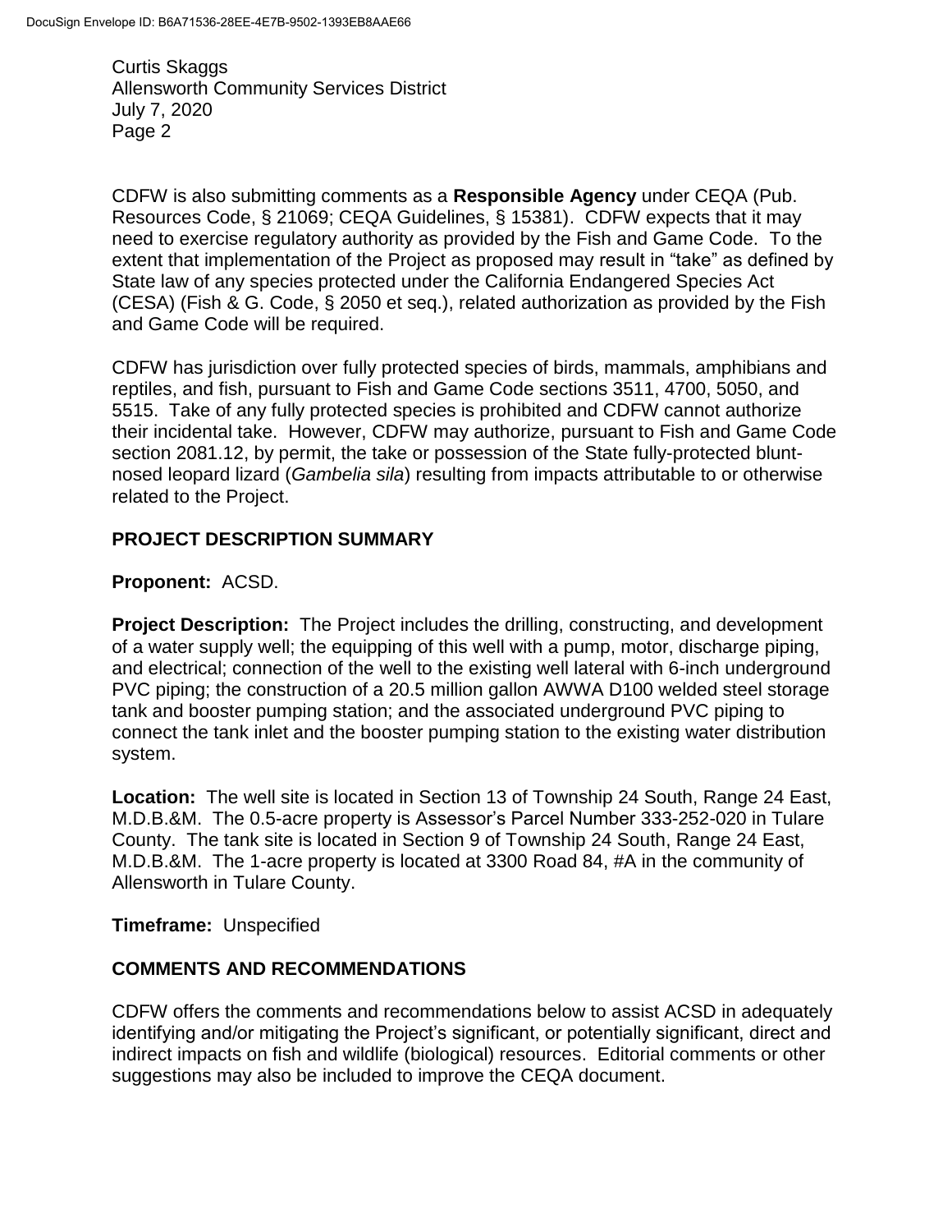CDFW is also submitting comments as a **Responsible Agency** under CEQA (Pub. Resources Code, § 21069; CEQA Guidelines, § 15381). CDFW expects that it may need to exercise regulatory authority as provided by the Fish and Game Code. To the extent that implementation of the Project as proposed may result in "take" as defined by State law of any species protected under the California Endangered Species Act (CESA) (Fish & G. Code, § 2050 et seq.), related authorization as provided by the Fish and Game Code will be required.

CDFW has jurisdiction over fully protected species of birds, mammals, amphibians and reptiles, and fish, pursuant to Fish and Game Code sections 3511, 4700, 5050, and 5515. Take of any fully protected species is prohibited and CDFW cannot authorize their incidental take. However, CDFW may authorize, pursuant to Fish and Game Code section 2081.12, by permit, the take or possession of the State fully-protected blunt-nosed leopard lizard (*Gambelia sila*) resulting from impacts attributable to or otherwise related to the Project.

## PROJECT DESCRIPTION SUMMARY

**Proponent:** ACSD.

**Project Description:** The Project includes the drilling, constructing, and development of a water supply well; the equipping of this well with a pump, motor, discharge piping, and electrical; connection of the well to the existing well lateral with 6-inch underground PVC piping; the construction of a 20.5 million gallon AWWA D100 welded steel storage tank and booster pumping station; and the associated underground PVC piping to connect the tank inlet and the booster pumping station to the existing water distribution system.

**Location:** The well site is located in Section 13 of Township 24 South, Range 24 East, M.D.B.&M. The 0.5-acre property is Assessor's Parcel Number 333-252-020 in Tulare County. The tank site is located in Section 9 of Township 24 South, Range 24 East, M.D.B.&M. The 1-acre property is located at 3300 Road 84, #A in the community of Allensworth in Tulare County.

**Timeframe:** Unspecified

## COMMENTS AND RECOMMENDATIONS

CDFW offers the comments and recommendations below to assist ACSD in adequately identifying and/or mitigating the Project's significant, or potentially significant, direct and indirect impacts on fish and wildlife (biological) resources. Editorial comments or other suggestions may also be included to improve the CEQA document.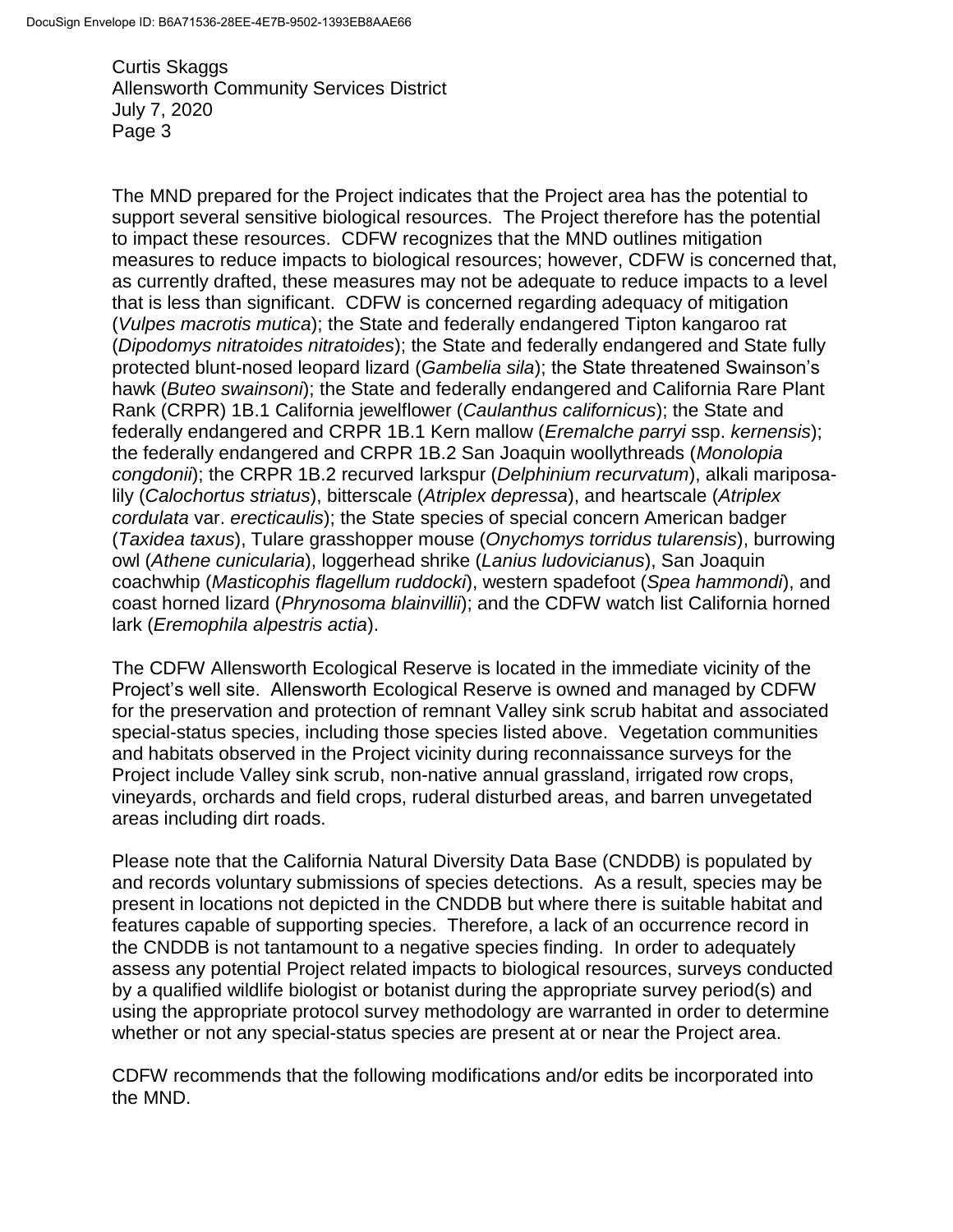The MND prepared for the Project indicates that the Project area has the potential to support several sensitive biological resources. The Project therefore has the potential to impact these resources. CDFW recognizes that the MND outlines mitigation measures to reduce impacts to biological resources; however, CDFW is concerned that, as currently drafted, these measures may not be adequate to reduce impacts to a level that is less than significant. CDFW is concerned regarding adequacy of mitigation (*Vulpes macrotis mutica*); the State and federally endangered Tipton kangaroo rat (*Dipodomys nitratoides nitratoides*); the State and federally endangered and State fully protected blunt-nosed leopard lizard (*Gambelia sila*); the State threatened Swainson's hawk (*Buteo swainsoni*); the State and federally endangered and California Rare Plant Rank (CRPR) 1B.1 California jewelflower (*Caulanthus californicus*); the State and federally endangered and CRPR 1B.1 Kern mallow (*Eremalche parryi* ssp. *kernensis*); the federally endangered and CRPR 1B.2 San Joaquin woollythreads (*Monolopia congdonii*); the CRPR 1B.2 recurved larkspur (*Delphinium recurvatum*), alkali mariposa-lily (*Calochortus striatus*), bitterscale (*Atriplex depressa*), and heartscale (*Atriplex cordulata* var. *erecticaulis*); the State species of special concern American badger (*Taxidea taxus*), Tulare grasshopper mouse (*Onychomys torridus tularensis*), burrowing owl (*Athene cunicularia*), loggerhead shrike (*Lanius ludovicianus*), San Joaquin coachwhip (*Masticophis flagellum ruddocki*), western spadefoot (*Spea hammondi*), and coast horned lizard (*Phrynosoma blainvillii*); and the CDFW watch list California horned lark (*Eremophila alpestris actia*).

The CDFW Allensworth Ecological Reserve is located in the immediate vicinity of the Project's well site. Allensworth Ecological Reserve is owned and managed by CDFW for the preservation and protection of remnant Valley sink scrub habitat and associated special-status species, including those species listed above. Vegetation communities and habitats observed in the Project vicinity during reconnaissance surveys for the Project include Valley sink scrub, non-native annual grassland, irrigated row crops, vineyards, orchards and field crops, ruderal disturbed areas, and barren unvegetated areas including dirt roads.

Please note that the California Natural Diversity Data Base (CNDDB) is populated by and records voluntary submissions of species detections. As a result, species may be present in locations not depicted in the CNDDB but where there is suitable habitat and features capable of supporting species. Therefore, a lack of an occurrence record in the CNDDB is not tantamount to a negative species finding. In order to adequately assess any potential Project related impacts to biological resources, surveys conducted by a qualified wildlife biologist or botanist during the appropriate survey period(s) and using the appropriate protocol survey methodology are warranted in order to determine whether or not any special-status species are present at or near the Project area.

CDFW recommends that the following modifications and/or edits be incorporated into the MND.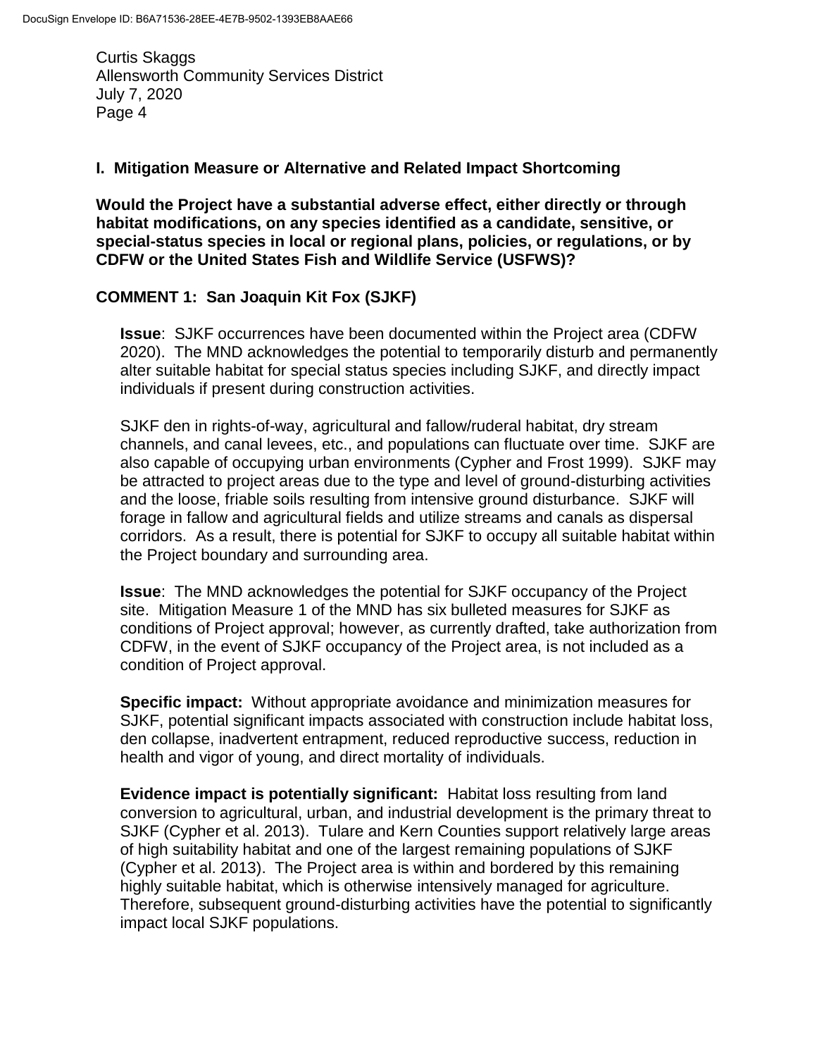## I. Mitigation Measure or Alternative and Related Impact Shortcoming

**Would the Project have a substantial adverse effect, either directly or through habitat modifications, on any species identified as a candidate, sensitive, or special-status species in local or regional plans, policies, or regulations, or by CDFW or the United States Fish and Wildlife Service (USFWS)?**

### COMMENT 1: San Joaquin Kit Fox (SJKF)

**Issue**: SJKF occurrences have been documented within the Project area (CDFW 2020). The MND acknowledges the potential to temporarily disturb and permanently alter suitable habitat for special status species including SJKF, and directly impact individuals if present during construction activities.

SJKF den in rights-of-way, agricultural and fallow/ruderal habitat, dry stream channels, and canal levees, etc., and populations can fluctuate over time. SJKF are also capable of occupying urban environments (Cypher and Frost 1999). SJKF may be attracted to project areas due to the type and level of ground-disturbing activities and the loose, friable soils resulting from intensive ground disturbance. SJKF will forage in fallow and agricultural fields and utilize streams and canals as dispersal corridors. As a result, there is potential for SJKF to occupy all suitable habitat within the Project boundary and surrounding area.

**Issue**: The MND acknowledges the potential for SJKF occupancy of the Project site. Mitigation Measure 1 of the MND has six bulleted measures for SJKF as conditions of Project approval; however, as currently drafted, take authorization from CDFW, in the event of SJKF occupancy of the Project area, is not included as a condition of Project approval.

**Specific impact:** Without appropriate avoidance and minimization measures for SJKF, potential significant impacts associated with construction include habitat loss, den collapse, inadvertent entrapment, reduced reproductive success, reduction in health and vigor of young, and direct mortality of individuals.

**Evidence impact is potentially significant:** Habitat loss resulting from land conversion to agricultural, urban, and industrial development is the primary threat to SJKF (Cypher et al. 2013). Tulare and Kern Counties support relatively large areas of high suitability habitat and one of the largest remaining populations of SJKF (Cypher et al. 2013). The Project area is within and bordered by this remaining highly suitable habitat, which is otherwise intensively managed for agriculture. Therefore, subsequent ground-disturbing activities have the potential to significantly impact local SJKF populations.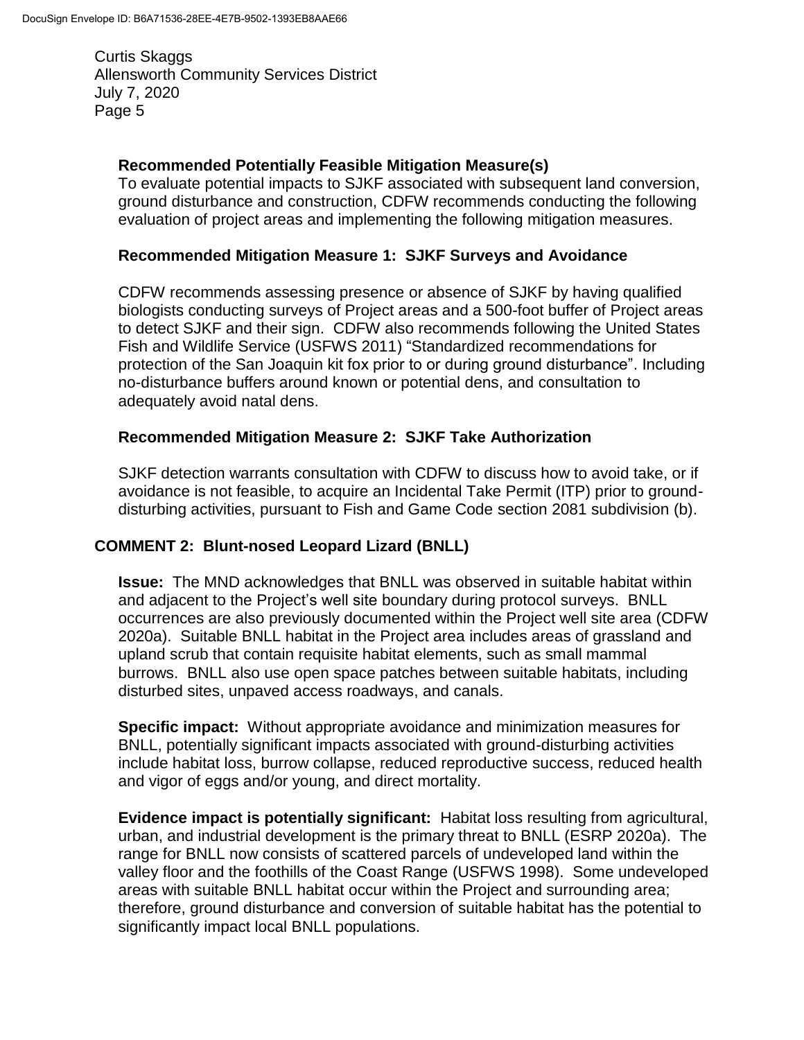**Recommended Potentially Feasible Mitigation Measure(s)**

To evaluate potential impacts to SJKF associated with subsequent land conversion, ground disturbance and construction, CDFW recommends conducting the following evaluation of project areas and implementing the following mitigation measures.

**Recommended Mitigation Measure 1: SJKF Surveys and Avoidance**

CDFW recommends assessing presence or absence of SJKF by having qualified biologists conducting surveys of Project areas and a 500-foot buffer of Project areas to detect SJKF and their sign. CDFW also recommends following the United States Fish and Wildlife Service (USFWS 2011) "Standardized recommendations for protection of the San Joaquin kit fox prior to or during ground disturbance". Including no-disturbance buffers around known or potential dens, and consultation to adequately avoid natal dens.

**Recommended Mitigation Measure 2: SJKF Take Authorization**

SJKF detection warrants consultation with CDFW to discuss how to avoid take, or if avoidance is not feasible, to acquire an Incidental Take Permit (ITP) prior to ground-disturbing activities, pursuant to Fish and Game Code section 2081 subdivision (b).

## COMMENT 2: Blunt-nosed Leopard Lizard (BNLL)

**Issue:** The MND acknowledges that BNLL was observed in suitable habitat within and adjacent to the Project's well site boundary during protocol surveys. BNLL occurrences are also previously documented within the Project well site area (CDFW 2020a). Suitable BNLL habitat in the Project area includes areas of grassland and upland scrub that contain requisite habitat elements, such as small mammal burrows. BNLL also use open space patches between suitable habitats, including disturbed sites, unpaved access roadways, and canals.

**Specific impact:** Without appropriate avoidance and minimization measures for BNLL, potentially significant impacts associated with ground-disturbing activities include habitat loss, burrow collapse, reduced reproductive success, reduced health and vigor of eggs and/or young, and direct mortality.

**Evidence impact is potentially significant:** Habitat loss resulting from agricultural, urban, and industrial development is the primary threat to BNLL (ESRP 2020a). The range for BNLL now consists of scattered parcels of undeveloped land within the valley floor and the foothills of the Coast Range (USFWS 1998). Some undeveloped areas with suitable BNLL habitat occur within the Project and surrounding area; therefore, ground disturbance and conversion of suitable habitat has the potential to significantly impact local BNLL populations.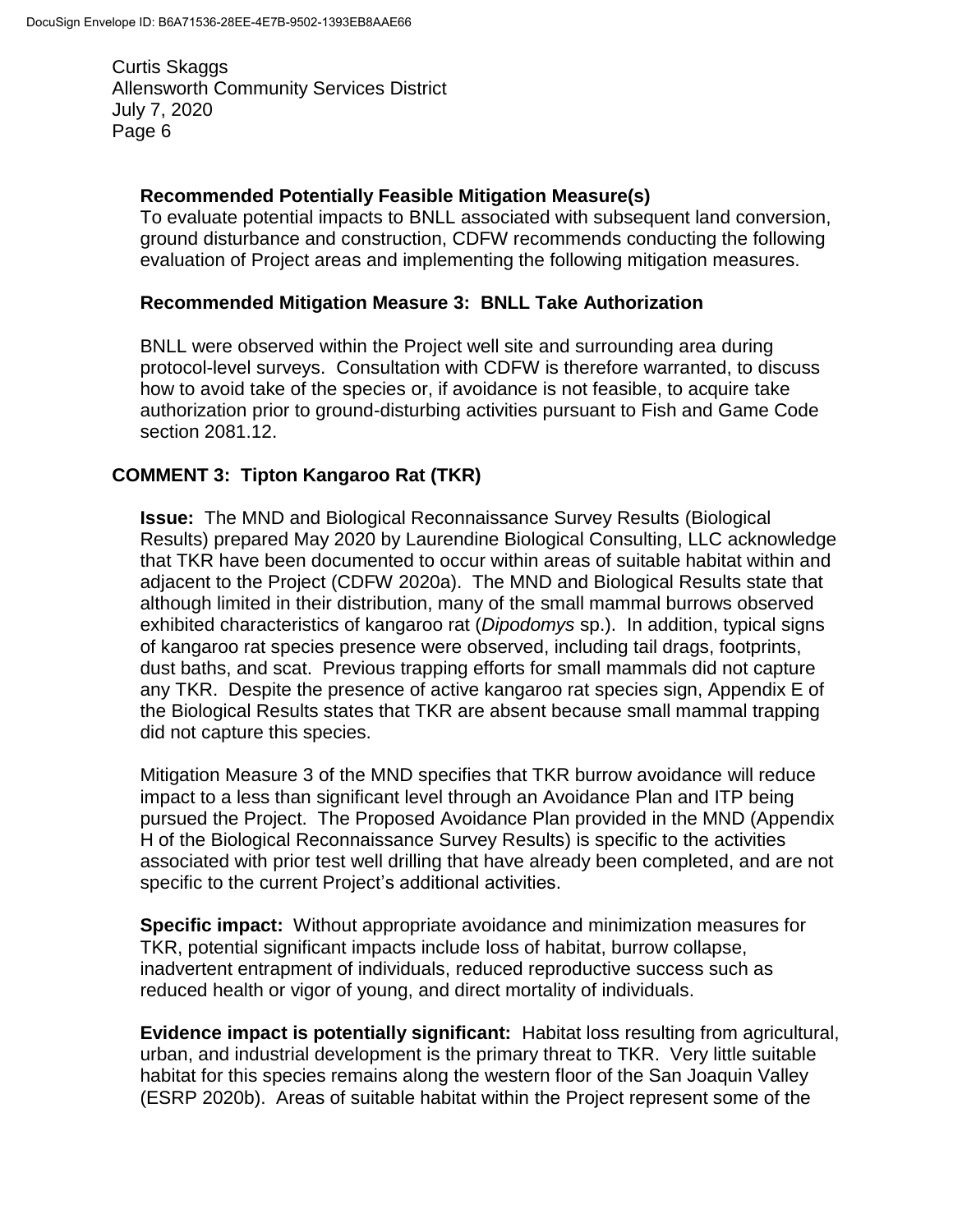**Recommended Potentially Feasible Mitigation Measure(s)**
To evaluate potential impacts to BNLL associated with subsequent land conversion, ground disturbance and construction, CDFW recommends conducting the following evaluation of Project areas and implementing the following mitigation measures.

**Recommended Mitigation Measure 3: BNLL Take Authorization**

BNLL were observed within the Project well site and surrounding area during protocol-level surveys. Consultation with CDFW is therefore warranted, to discuss how to avoid take of the species or, if avoidance is not feasible, to acquire take authorization prior to ground-disturbing activities pursuant to Fish and Game Code section 2081.12.

## COMMENT 3: Tipton Kangaroo Rat (TKR)

**Issue:** The MND and Biological Reconnaissance Survey Results (Biological Results) prepared May 2020 by Laurendine Biological Consulting, LLC acknowledge that TKR have been documented to occur within areas of suitable habitat within and adjacent to the Project (CDFW 2020a). The MND and Biological Results state that although limited in their distribution, many of the small mammal burrows observed exhibited characteristics of kangaroo rat (*Dipodomys* sp.). In addition, typical signs of kangaroo rat species presence were observed, including tail drags, footprints, dust baths, and scat. Previous trapping efforts for small mammals did not capture any TKR. Despite the presence of active kangaroo rat species sign, Appendix E of the Biological Results states that TKR are absent because small mammal trapping did not capture this species.

Mitigation Measure 3 of the MND specifies that TKR burrow avoidance will reduce impact to a less than significant level through an Avoidance Plan and ITP being pursued the Project. The Proposed Avoidance Plan provided in the MND (Appendix H of the Biological Reconnaissance Survey Results) is specific to the activities associated with prior test well drilling that have already been completed, and are not specific to the current Project's additional activities.

**Specific impact:** Without appropriate avoidance and minimization measures for TKR, potential significant impacts include loss of habitat, burrow collapse, inadvertent entrapment of individuals, reduced reproductive success such as reduced health or vigor of young, and direct mortality of individuals.

**Evidence impact is potentially significant:** Habitat loss resulting from agricultural, urban, and industrial development is the primary threat to TKR. Very little suitable habitat for this species remains along the western floor of the San Joaquin Valley (ESRP 2020b). Areas of suitable habitat within the Project represent some of the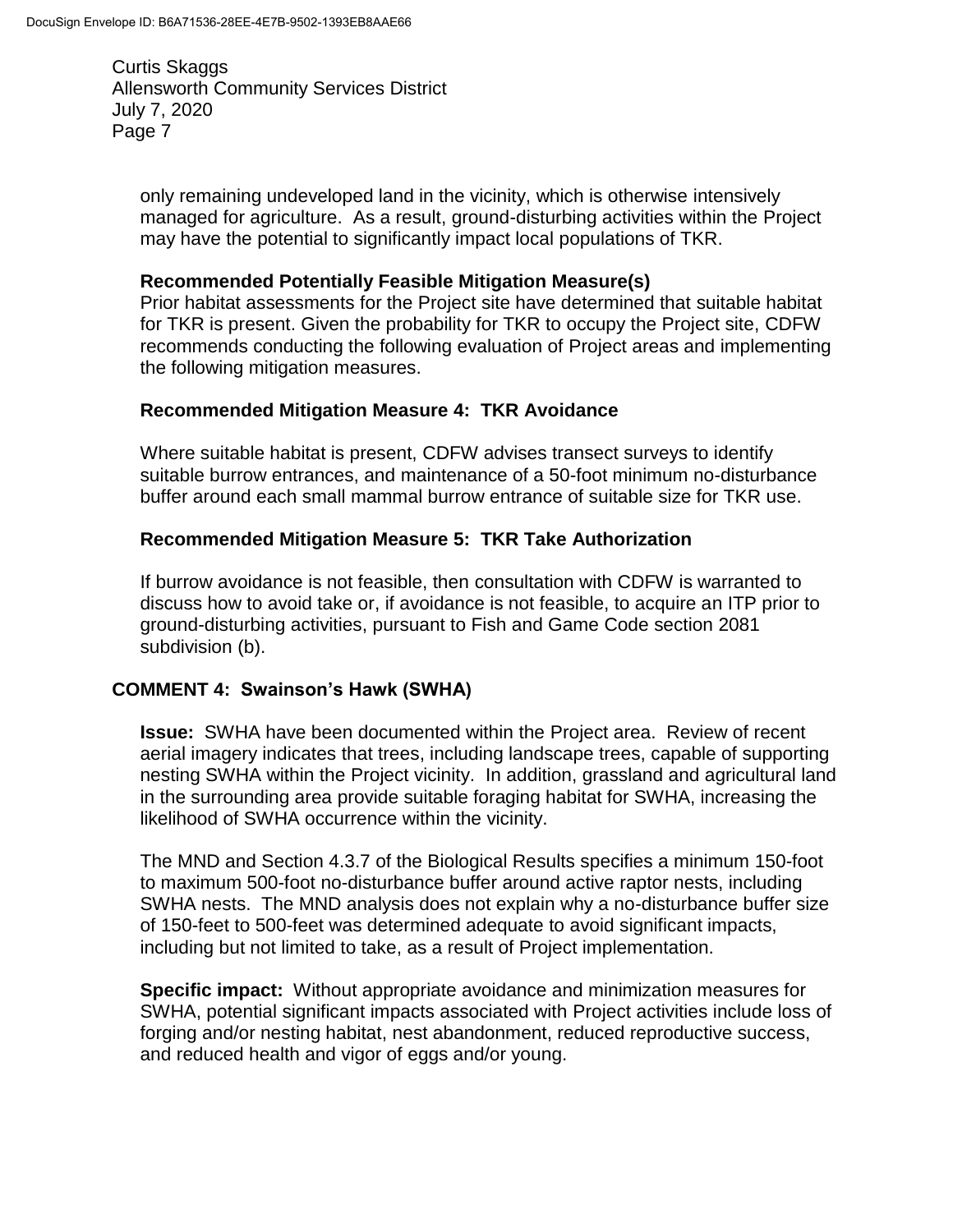only remaining undeveloped land in the vicinity, which is otherwise intensively managed for agriculture. As a result, ground-disturbing activities within the Project may have the potential to significantly impact local populations of TKR.

**Recommended Potentially Feasible Mitigation Measure(s)**
Prior habitat assessments for the Project site have determined that suitable habitat for TKR is present. Given the probability for TKR to occupy the Project site, CDFW recommends conducting the following evaluation of Project areas and implementing the following mitigation measures.

**Recommended Mitigation Measure 4: TKR Avoidance**

Where suitable habitat is present, CDFW advises transect surveys to identify suitable burrow entrances, and maintenance of a 50-foot minimum no-disturbance buffer around each small mammal burrow entrance of suitable size for TKR use.

**Recommended Mitigation Measure 5: TKR Take Authorization**

If burrow avoidance is not feasible, then consultation with CDFW is warranted to discuss how to avoid take or, if avoidance is not feasible, to acquire an ITP prior to ground-disturbing activities, pursuant to Fish and Game Code section 2081 subdivision (b).

**COMMENT 4: Swainson's Hawk (SWHA)**

**Issue:** SWHA have been documented within the Project area. Review of recent aerial imagery indicates that trees, including landscape trees, capable of supporting nesting SWHA within the Project vicinity. In addition, grassland and agricultural land in the surrounding area provide suitable foraging habitat for SWHA, increasing the likelihood of SWHA occurrence within the vicinity.

The MND and Section 4.3.7 of the Biological Results specifies a minimum 150-foot to maximum 500-foot no-disturbance buffer around active raptor nests, including SWHA nests. The MND analysis does not explain why a no-disturbance buffer size of 150-feet to 500-feet was determined adequate to avoid significant impacts, including but not limited to take, as a result of Project implementation.

**Specific impact:** Without appropriate avoidance and minimization measures for SWHA, potential significant impacts associated with Project activities include loss of forging and/or nesting habitat, nest abandonment, reduced reproductive success, and reduced health and vigor of eggs and/or young.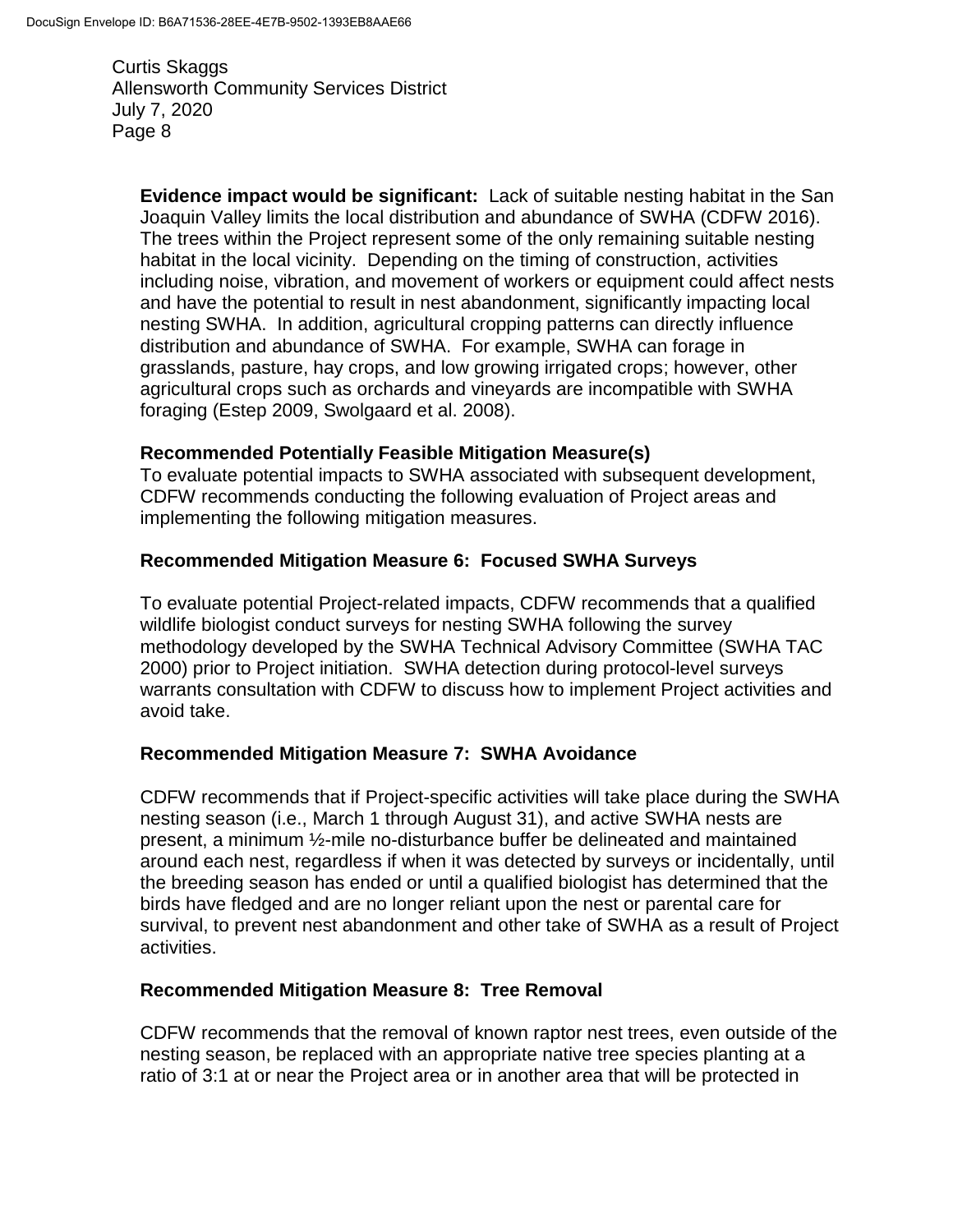**Evidence impact would be significant:** Lack of suitable nesting habitat in the San Joaquin Valley limits the local distribution and abundance of SWHA (CDFW 2016). The trees within the Project represent some of the only remaining suitable nesting habitat in the local vicinity. Depending on the timing of construction, activities including noise, vibration, and movement of workers or equipment could affect nests and have the potential to result in nest abandonment, significantly impacting local nesting SWHA. In addition, agricultural cropping patterns can directly influence distribution and abundance of SWHA. For example, SWHA can forage in grasslands, pasture, hay crops, and low growing irrigated crops; however, other agricultural crops such as orchards and vineyards are incompatible with SWHA foraging (Estep 2009, Swolgaard et al. 2008).

**Recommended Potentially Feasible Mitigation Measure(s)**

To evaluate potential impacts to SWHA associated with subsequent development, CDFW recommends conducting the following evaluation of Project areas and implementing the following mitigation measures.

**Recommended Mitigation Measure 6: Focused SWHA Surveys**

To evaluate potential Project-related impacts, CDFW recommends that a qualified wildlife biologist conduct surveys for nesting SWHA following the survey methodology developed by the SWHA Technical Advisory Committee (SWHA TAC 2000) prior to Project initiation. SWHA detection during protocol-level surveys warrants consultation with CDFW to discuss how to implement Project activities and avoid take.

**Recommended Mitigation Measure 7: SWHA Avoidance**

CDFW recommends that if Project-specific activities will take place during the SWHA nesting season (i.e., March 1 through August 31), and active SWHA nests are present, a minimum ½-mile no-disturbance buffer be delineated and maintained around each nest, regardless if when it was detected by surveys or incidentally, until the breeding season has ended or until a qualified biologist has determined that the birds have fledged and are no longer reliant upon the nest or parental care for survival, to prevent nest abandonment and other take of SWHA as a result of Project activities.

**Recommended Mitigation Measure 8: Tree Removal**

CDFW recommends that the removal of known raptor nest trees, even outside of the nesting season, be replaced with an appropriate native tree species planting at a ratio of 3:1 at or near the Project area or in another area that will be protected in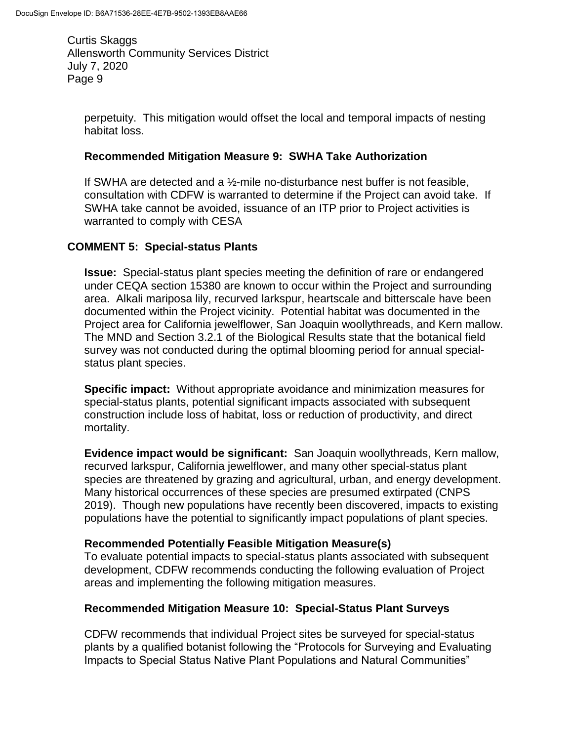perpetuity. This mitigation would offset the local and temporal impacts of nesting habitat loss.

**Recommended Mitigation Measure 9: SWHA Take Authorization**

If SWHA are detected and a ½-mile no-disturbance nest buffer is not feasible, consultation with CDFW is warranted to determine if the Project can avoid take. If SWHA take cannot be avoided, issuance of an ITP prior to Project activities is warranted to comply with CESA

## COMMENT 5: Special-status Plants

**Issue:** Special-status plant species meeting the definition of rare or endangered under CEQA section 15380 are known to occur within the Project and surrounding area. Alkali mariposa lily, recurved larkspur, heartscale and bitterscale have been documented within the Project vicinity. Potential habitat was documented in the Project area for California jewelflower, San Joaquin woollythreads, and Kern mallow. The MND and Section 3.2.1 of the Biological Results state that the botanical field survey was not conducted during the optimal blooming period for annual special-status plant species.

**Specific impact:** Without appropriate avoidance and minimization measures for special-status plants, potential significant impacts associated with subsequent construction include loss of habitat, loss or reduction of productivity, and direct mortality.

**Evidence impact would be significant:** San Joaquin woollythreads, Kern mallow, recurved larkspur, California jewelflower, and many other special-status plant species are threatened by grazing and agricultural, urban, and energy development. Many historical occurrences of these species are presumed extirpated (CNPS 2019). Though new populations have recently been discovered, impacts to existing populations have the potential to significantly impact populations of plant species.

**Recommended Potentially Feasible Mitigation Measure(s)**
To evaluate potential impacts to special-status plants associated with subsequent development, CDFW recommends conducting the following evaluation of Project areas and implementing the following mitigation measures.

**Recommended Mitigation Measure 10: Special-Status Plant Surveys**

CDFW recommends that individual Project sites be surveyed for special-status plants by a qualified botanist following the "Protocols for Surveying and Evaluating Impacts to Special Status Native Plant Populations and Natural Communities"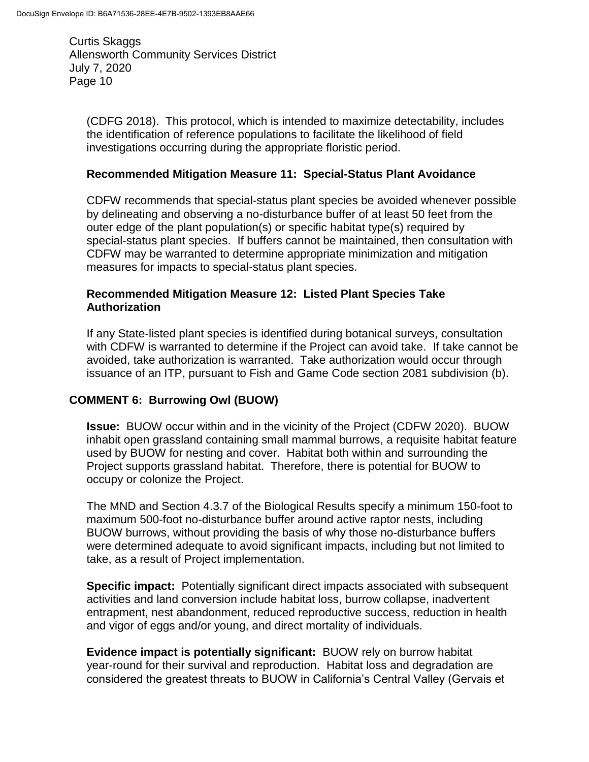(CDFG 2018). This protocol, which is intended to maximize detectability, includes the identification of reference populations to facilitate the likelihood of field investigations occurring during the appropriate floristic period.

**Recommended Mitigation Measure 11: Special-Status Plant Avoidance**

CDFW recommends that special-status plant species be avoided whenever possible by delineating and observing a no-disturbance buffer of at least 50 feet from the outer edge of the plant population(s) or specific habitat type(s) required by special-status plant species. If buffers cannot be maintained, then consultation with CDFW may be warranted to determine appropriate minimization and mitigation measures for impacts to special-status plant species.

**Recommended Mitigation Measure 12: Listed Plant Species Take Authorization**

If any State-listed plant species is identified during botanical surveys, consultation with CDFW is warranted to determine if the Project can avoid take. If take cannot be avoided, take authorization is warranted. Take authorization would occur through issuance of an ITP, pursuant to Fish and Game Code section 2081 subdivision (b).

## COMMENT 6: Burrowing Owl (BUOW)

**Issue:** BUOW occur within and in the vicinity of the Project (CDFW 2020). BUOW inhabit open grassland containing small mammal burrows, a requisite habitat feature used by BUOW for nesting and cover. Habitat both within and surrounding the Project supports grassland habitat. Therefore, there is potential for BUOW to occupy or colonize the Project.

The MND and Section 4.3.7 of the Biological Results specify a minimum 150-foot to maximum 500-foot no-disturbance buffer around active raptor nests, including BUOW burrows, without providing the basis of why those no-disturbance buffers were determined adequate to avoid significant impacts, including but not limited to take, as a result of Project implementation.

**Specific impact:** Potentially significant direct impacts associated with subsequent activities and land conversion include habitat loss, burrow collapse, inadvertent entrapment, nest abandonment, reduced reproductive success, reduction in health and vigor of eggs and/or young, and direct mortality of individuals.

**Evidence impact is potentially significant:** BUOW rely on burrow habitat year-round for their survival and reproduction. Habitat loss and degradation are considered the greatest threats to BUOW in California's Central Valley (Gervais et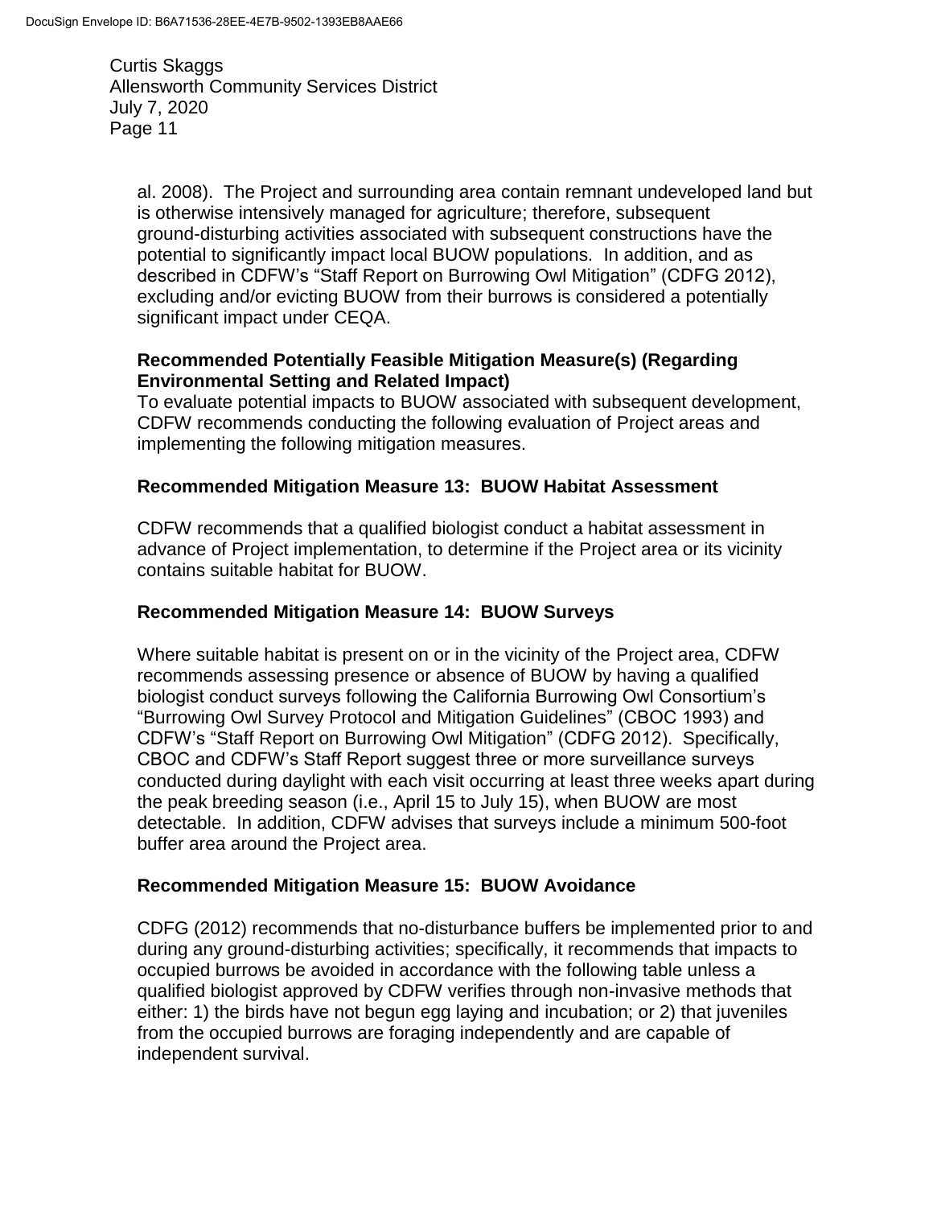al. 2008). The Project and surrounding area contain remnant undeveloped land but is otherwise intensively managed for agriculture; therefore, subsequent ground-disturbing activities associated with subsequent constructions have the potential to significantly impact local BUOW populations. In addition, and as described in CDFW's "Staff Report on Burrowing Owl Mitigation" (CDFG 2012), excluding and/or evicting BUOW from their burrows is considered a potentially significant impact under CEQA.

**Recommended Potentially Feasible Mitigation Measure(s) (Regarding Environmental Setting and Related Impact)**
To evaluate potential impacts to BUOW associated with subsequent development, CDFW recommends conducting the following evaluation of Project areas and implementing the following mitigation measures.

**Recommended Mitigation Measure 13: BUOW Habitat Assessment**

CDFW recommends that a qualified biologist conduct a habitat assessment in advance of Project implementation, to determine if the Project area or its vicinity contains suitable habitat for BUOW.

**Recommended Mitigation Measure 14: BUOW Surveys**

Where suitable habitat is present on or in the vicinity of the Project area, CDFW recommends assessing presence or absence of BUOW by having a qualified biologist conduct surveys following the California Burrowing Owl Consortium's "Burrowing Owl Survey Protocol and Mitigation Guidelines" (CBOC 1993) and CDFW's "Staff Report on Burrowing Owl Mitigation" (CDFG 2012). Specifically, CBOC and CDFW's Staff Report suggest three or more surveillance surveys conducted during daylight with each visit occurring at least three weeks apart during the peak breeding season (i.e., April 15 to July 15), when BUOW are most detectable. In addition, CDFW advises that surveys include a minimum 500-foot buffer area around the Project area.

**Recommended Mitigation Measure 15: BUOW Avoidance**

CDFG (2012) recommends that no-disturbance buffers be implemented prior to and during any ground-disturbing activities; specifically, it recommends that impacts to occupied burrows be avoided in accordance with the following table unless a qualified biologist approved by CDFW verifies through non-invasive methods that either: 1) the birds have not begun egg laying and incubation; or 2) that juveniles from the occupied burrows are foraging independently and are capable of independent survival.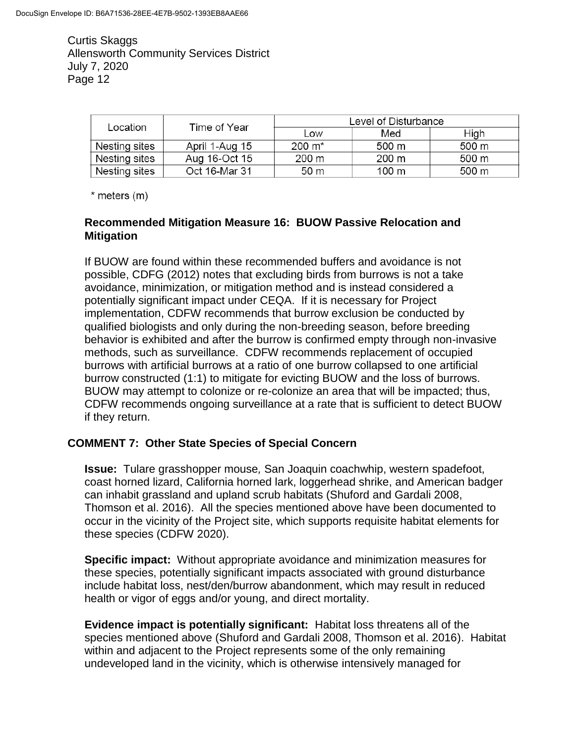| Location | Time of Year | Level of Disturbance | | |
|---|---|---|---|---|
| | | Low | Med | High |
| Nesting sites | April 1-Aug 15 | 200 m* | 500 m | 500 m |
| Nesting sites | Aug 16-Oct 15 | 200 m | 200 m | 500 m |
| Nesting sites | Oct 16-Mar 31 | 50 m | 100 m | 500 m |

\* meters (m)

**Recommended Mitigation Measure 16: BUOW Passive Relocation and Mitigation**

If BUOW are found within these recommended buffers and avoidance is not possible, CDFG (2012) notes that excluding birds from burrows is not a take avoidance, minimization, or mitigation method and is instead considered a potentially significant impact under CEQA. If it is necessary for Project implementation, CDFW recommends that burrow exclusion be conducted by qualified biologists and only during the non-breeding season, before breeding behavior is exhibited and after the burrow is confirmed empty through non-invasive methods, such as surveillance. CDFW recommends replacement of occupied burrows with artificial burrows at a ratio of one burrow collapsed to one artificial burrow constructed (1:1) to mitigate for evicting BUOW and the loss of burrows. BUOW may attempt to colonize or re-colonize an area that will be impacted; thus, CDFW recommends ongoing surveillance at a rate that is sufficient to detect BUOW if they return.

## COMMENT 7: Other State Species of Special Concern

**Issue:** Tulare grasshopper mouse, San Joaquin coachwhip, western spadefoot, coast horned lizard, California horned lark, loggerhead shrike, and American badger can inhabit grassland and upland scrub habitats (Shuford and Gardali 2008, Thomson et al. 2016). All the species mentioned above have been documented to occur in the vicinity of the Project site, which supports requisite habitat elements for these species (CDFW 2020).

**Specific impact:** Without appropriate avoidance and minimization measures for these species, potentially significant impacts associated with ground disturbance include habitat loss, nest/den/burrow abandonment, which may result in reduced health or vigor of eggs and/or young, and direct mortality.

**Evidence impact is potentially significant:** Habitat loss threatens all of the species mentioned above (Shuford and Gardali 2008, Thomson et al. 2016). Habitat within and adjacent to the Project represents some of the only remaining undeveloped land in the vicinity, which is otherwise intensively managed for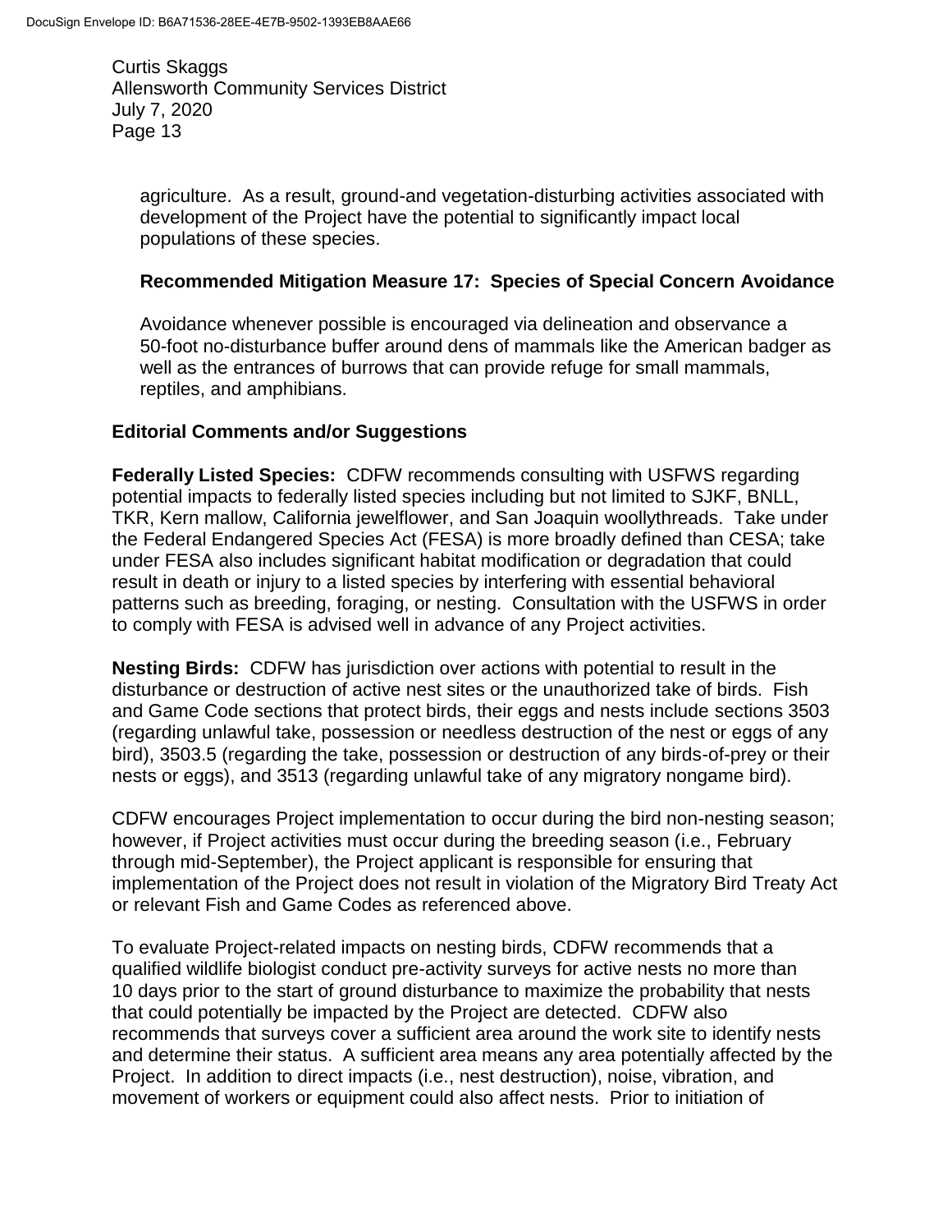agriculture. As a result, ground-and vegetation-disturbing activities associated with development of the Project have the potential to significantly impact local populations of these species.

**Recommended Mitigation Measure 17: Species of Special Concern Avoidance**

Avoidance whenever possible is encouraged via delineation and observance a 50-foot no-disturbance buffer around dens of mammals like the American badger as well as the entrances of burrows that can provide refuge for small mammals, reptiles, and amphibians.

**Editorial Comments and/or Suggestions**

**Federally Listed Species:** CDFW recommends consulting with USFWS regarding potential impacts to federally listed species including but not limited to SJKF, BNLL, TKR, Kern mallow, California jewelflower, and San Joaquin woollythreads. Take under the Federal Endangered Species Act (FESA) is more broadly defined than CESA; take under FESA also includes significant habitat modification or degradation that could result in death or injury to a listed species by interfering with essential behavioral patterns such as breeding, foraging, or nesting. Consultation with the USFWS in order to comply with FESA is advised well in advance of any Project activities.

**Nesting Birds:** CDFW has jurisdiction over actions with potential to result in the disturbance or destruction of active nest sites or the unauthorized take of birds. Fish and Game Code sections that protect birds, their eggs and nests include sections 3503 (regarding unlawful take, possession or needless destruction of the nest or eggs of any bird), 3503.5 (regarding the take, possession or destruction of any birds-of-prey or their nests or eggs), and 3513 (regarding unlawful take of any migratory nongame bird).

CDFW encourages Project implementation to occur during the bird non-nesting season; however, if Project activities must occur during the breeding season (i.e., February through mid-September), the Project applicant is responsible for ensuring that implementation of the Project does not result in violation of the Migratory Bird Treaty Act or relevant Fish and Game Codes as referenced above.

To evaluate Project-related impacts on nesting birds, CDFW recommends that a qualified wildlife biologist conduct pre-activity surveys for active nests no more than 10 days prior to the start of ground disturbance to maximize the probability that nests that could potentially be impacted by the Project are detected. CDFW also recommends that surveys cover a sufficient area around the work site to identify nests and determine their status. A sufficient area means any area potentially affected by the Project. In addition to direct impacts (i.e., nest destruction), noise, vibration, and movement of workers or equipment could also affect nests. Prior to initiation of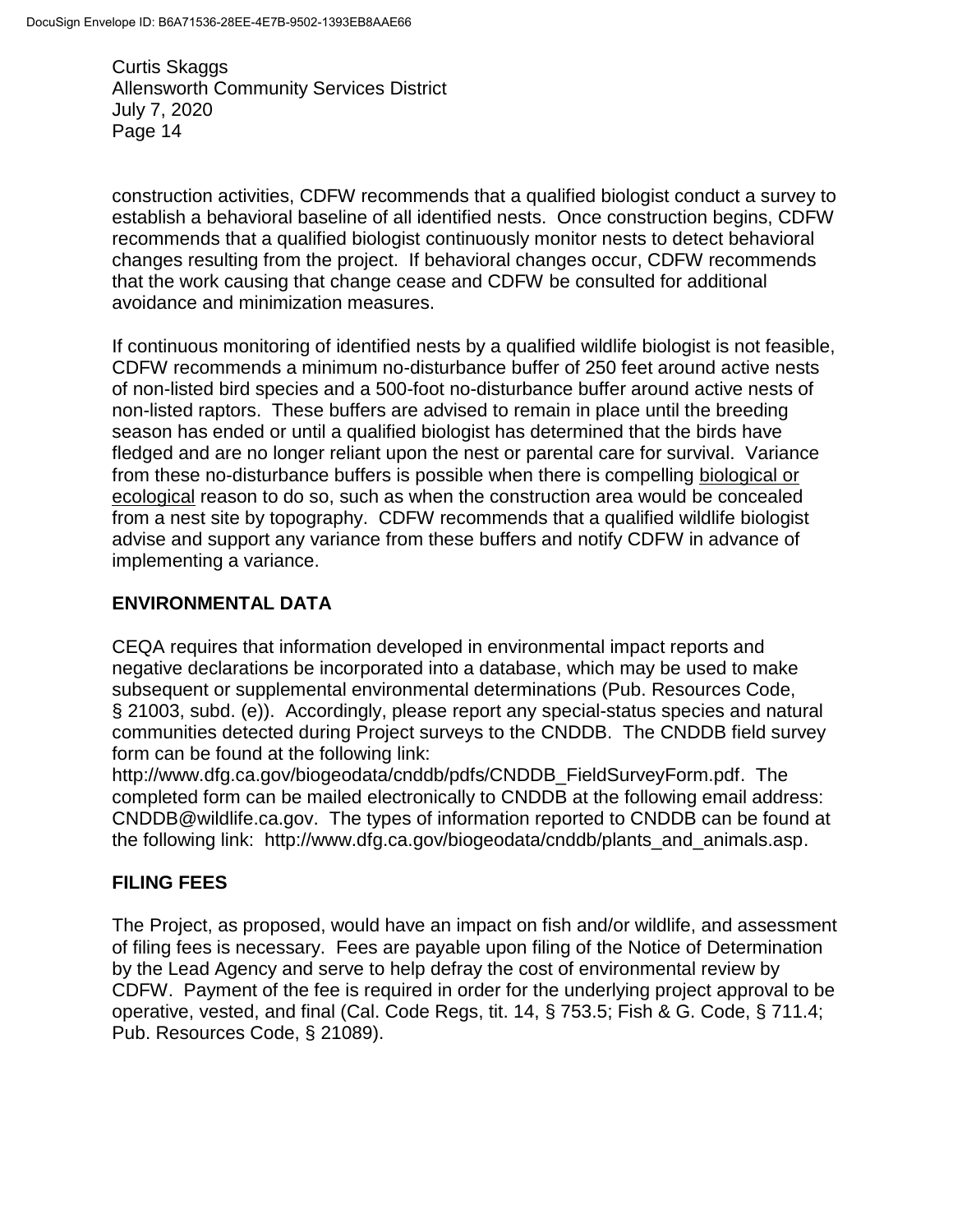construction activities, CDFW recommends that a qualified biologist conduct a survey to establish a behavioral baseline of all identified nests. Once construction begins, CDFW recommends that a qualified biologist continuously monitor nests to detect behavioral changes resulting from the project. If behavioral changes occur, CDFW recommends that the work causing that change cease and CDFW be consulted for additional avoidance and minimization measures.

If continuous monitoring of identified nests by a qualified wildlife biologist is not feasible, CDFW recommends a minimum no-disturbance buffer of 250 feet around active nests of non-listed bird species and a 500-foot no-disturbance buffer around active nests of non-listed raptors. These buffers are advised to remain in place until the breeding season has ended or until a qualified biologist has determined that the birds have fledged and are no longer reliant upon the nest or parental care for survival. Variance from these no-disturbance buffers is possible when there is compelling biological or ecological reason to do so, such as when the construction area would be concealed from a nest site by topography. CDFW recommends that a qualified wildlife biologist advise and support any variance from these buffers and notify CDFW in advance of implementing a variance.

## ENVIRONMENTAL DATA

CEQA requires that information developed in environmental impact reports and negative declarations be incorporated into a database, which may be used to make subsequent or supplemental environmental determinations (Pub. Resources Code, § 21003, subd. (e)). Accordingly, please report any special-status species and natural communities detected during Project surveys to the CNDDB. The CNDDB field survey form can be found at the following link: http://www.dfg.ca.gov/biogeodata/cnddb/pdfs/CNDDB_FieldSurveyForm.pdf. The completed form can be mailed electronically to CNDDB at the following email address: CNDDB@wildlife.ca.gov. The types of information reported to CNDDB can be found at the following link: http://www.dfg.ca.gov/biogeodata/cnddb/plants_and_animals.asp.

## FILING FEES

The Project, as proposed, would have an impact on fish and/or wildlife, and assessment of filing fees is necessary. Fees are payable upon filing of the Notice of Determination by the Lead Agency and serve to help defray the cost of environmental review by CDFW. Payment of the fee is required in order for the underlying project approval to be operative, vested, and final (Cal. Code Regs, tit. 14, § 753.5; Fish & G. Code, § 711.4; Pub. Resources Code, § 21089).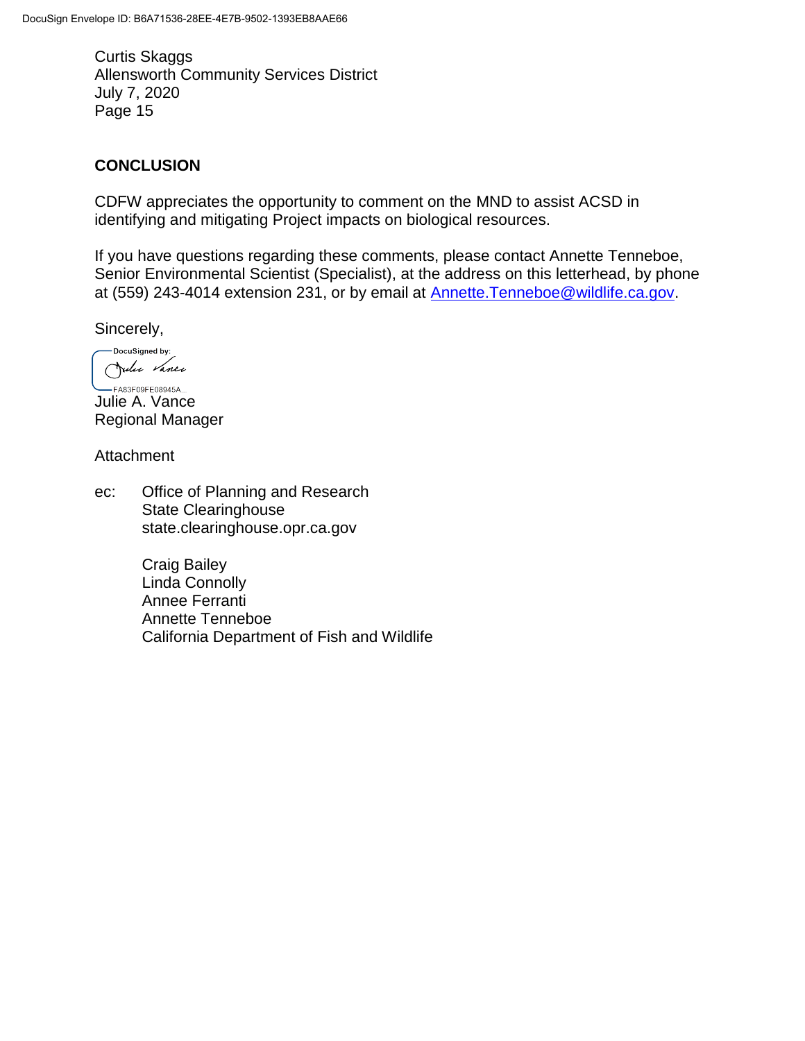Curtis Skaggs
Allensworth Community Services District
July 7, 2020

## CONCLUSION

CDFW appreciates the opportunity to comment on the MND to assist ACSD in identifying and mitigating Project impacts on biological resources.

If you have questions regarding these comments, please contact Annette Tenneboe, Senior Environmental Scientist (Specialist), at the address on this letterhead, by phone at (559) 243-4014 extension 231, or by email at Annette.Tenneboe@wildlife.ca.gov.

Sincerely,

DocuSigned by:
FA83F09FE08945A...

Julie A. Vance
Regional Manager

Attachment

ec: Office of Planning and Research
State Clearinghouse
state.clearinghouse.opr.ca.gov

Craig Bailey
Linda Connolly
Annee Ferranti
Annette Tenneboe
California Department of Fish and Wildlife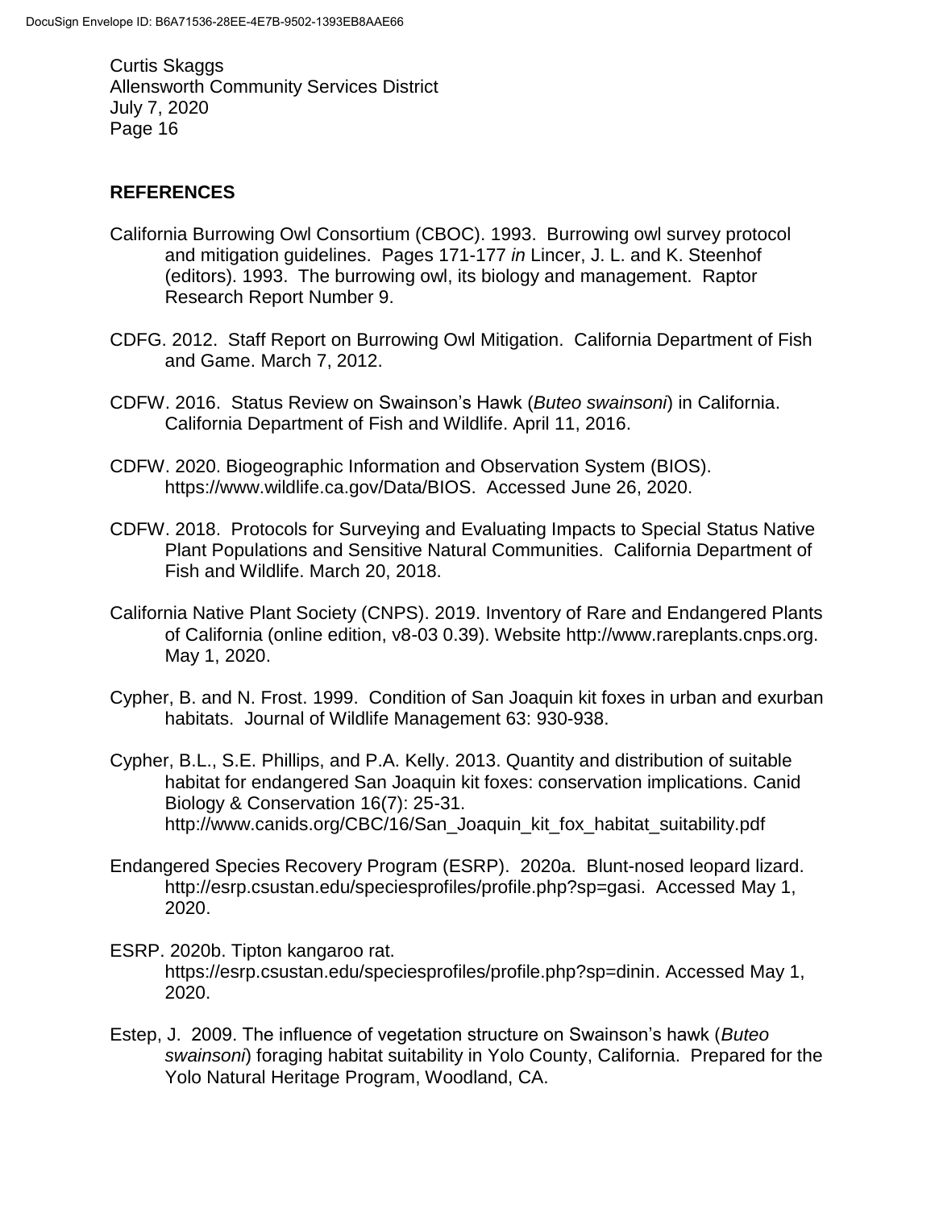## REFERENCES

California Burrowing Owl Consortium (CBOC). 1993. Burrowing owl survey protocol and mitigation guidelines. Pages 171-177 *in* Lincer, J. L. and K. Steenhof (editors). 1993. The burrowing owl, its biology and management. Raptor Research Report Number 9.

CDFG. 2012. Staff Report on Burrowing Owl Mitigation. California Department of Fish and Game. March 7, 2012.

CDFW. 2016. Status Review on Swainson's Hawk (*Buteo swainsoni*) in California. California Department of Fish and Wildlife. April 11, 2016.

CDFW. 2020. Biogeographic Information and Observation System (BIOS). https://www.wildlife.ca.gov/Data/BIOS. Accessed June 26, 2020.

CDFW. 2018. Protocols for Surveying and Evaluating Impacts to Special Status Native Plant Populations and Sensitive Natural Communities. California Department of Fish and Wildlife. March 20, 2018.

California Native Plant Society (CNPS). 2019. Inventory of Rare and Endangered Plants of California (online edition, v8-03 0.39). Website http://www.rareplants.cnps.org. May 1, 2020.

Cypher, B. and N. Frost. 1999. Condition of San Joaquin kit foxes in urban and exurban habitats. Journal of Wildlife Management 63: 930-938.

Cypher, B.L., S.E. Phillips, and P.A. Kelly. 2013. Quantity and distribution of suitable habitat for endangered San Joaquin kit foxes: conservation implications. Canid Biology & Conservation 16(7): 25-31. http://www.canids.org/CBC/16/San_Joaquin_kit_fox_habitat_suitability.pdf

Endangered Species Recovery Program (ESRP). 2020a. Blunt-nosed leopard lizard. http://esrp.csustan.edu/speciesprofiles/profile.php?sp=gasi. Accessed May 1, 2020.

ESRP. 2020b. Tipton kangaroo rat. https://esrp.csustan.edu/speciesprofiles/profile.php?sp=dinin. Accessed May 1, 2020.

Estep, J. 2009. The influence of vegetation structure on Swainson's hawk (*Buteo swainsoni*) foraging habitat suitability in Yolo County, California. Prepared for the Yolo Natural Heritage Program, Woodland, CA.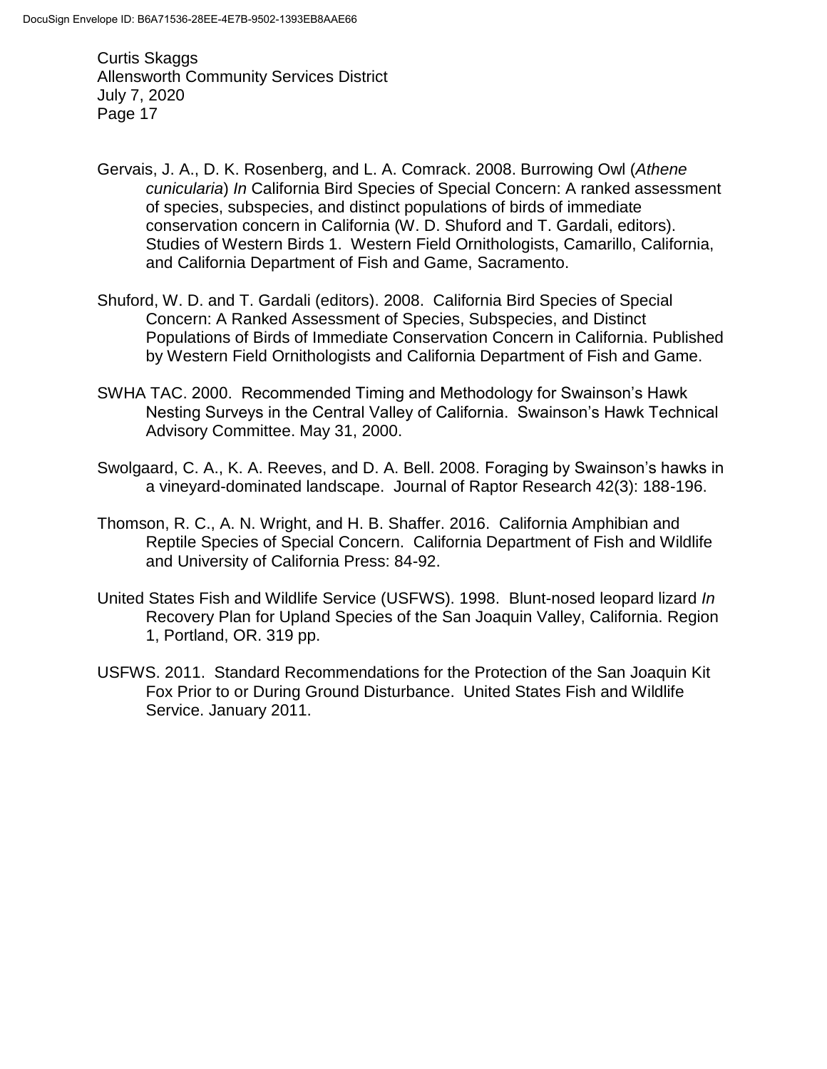Gervais, J. A., D. K. Rosenberg, and L. A. Comrack. 2008. Burrowing Owl (*Athene cunicularia*) *In* California Bird Species of Special Concern: A ranked assessment of species, subspecies, and distinct populations of birds of immediate conservation concern in California (W. D. Shuford and T. Gardali, editors). Studies of Western Birds 1. Western Field Ornithologists, Camarillo, California, and California Department of Fish and Game, Sacramento.

Shuford, W. D. and T. Gardali (editors). 2008. California Bird Species of Special Concern: A Ranked Assessment of Species, Subspecies, and Distinct Populations of Birds of Immediate Conservation Concern in California. Published by Western Field Ornithologists and California Department of Fish and Game.

SWHA TAC. 2000. Recommended Timing and Methodology for Swainson's Hawk Nesting Surveys in the Central Valley of California. Swainson's Hawk Technical Advisory Committee. May 31, 2000.

Swolgaard, C. A., K. A. Reeves, and D. A. Bell. 2008. Foraging by Swainson's hawks in a vineyard-dominated landscape. Journal of Raptor Research 42(3): 188-196.

Thomson, R. C., A. N. Wright, and H. B. Shaffer. 2016. California Amphibian and Reptile Species of Special Concern. California Department of Fish and Wildlife and University of California Press: 84-92.

United States Fish and Wildlife Service (USFWS). 1998. Blunt-nosed leopard lizard *In* Recovery Plan for Upland Species of the San Joaquin Valley, California. Region 1, Portland, OR. 319 pp.

USFWS. 2011. Standard Recommendations for the Protection of the San Joaquin Kit Fox Prior to or During Ground Disturbance. United States Fish and Wildlife Service. January 2011.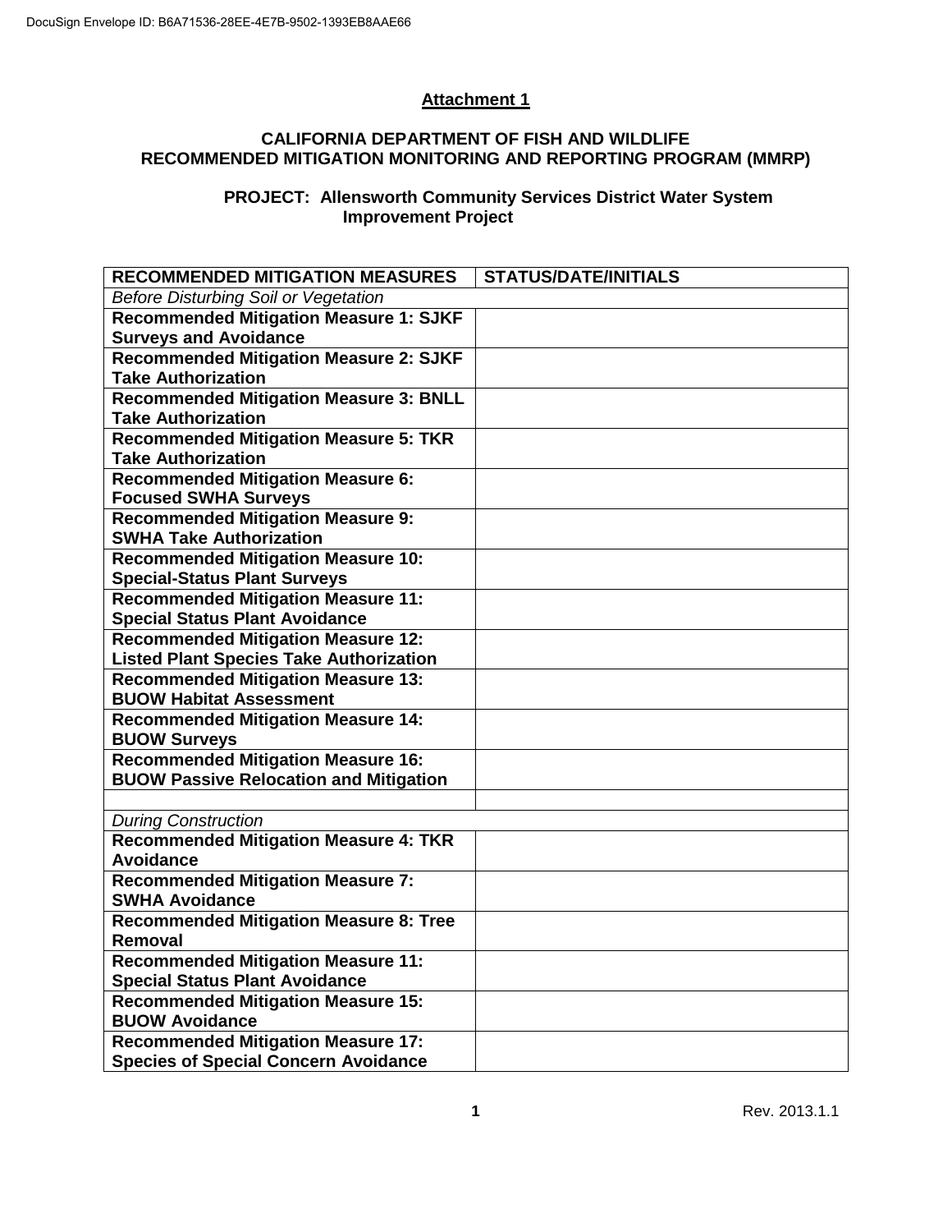DocuSign Envelope ID: B6A71536-28EE-4E7B-9502-1393EB8AAE66

**Attachment 1**

**CALIFORNIA DEPARTMENT OF FISH AND WILDLIFE**
**RECOMMENDED MITIGATION MONITORING AND REPORTING PROGRAM (MMRP)**

**PROJECT: Allensworth Community Services District Water System Improvement Project**

| RECOMMENDED MITIGATION MEASURES | STATUS/DATE/INITIALS |
|---|---|
| *Before Disturbing Soil or Vegetation* | |
| **Recommended Mitigation Measure 1: SJKF Surveys and Avoidance** | |
| **Recommended Mitigation Measure 2: SJKF Take Authorization** | |
| **Recommended Mitigation Measure 3: BNLL Take Authorization** | |
| **Recommended Mitigation Measure 5: TKR Take Authorization** | |
| **Recommended Mitigation Measure 6: Focused SWHA Surveys** | |
| **Recommended Mitigation Measure 9: SWHA Take Authorization** | |
| **Recommended Mitigation Measure 10: Special-Status Plant Surveys** | |
| **Recommended Mitigation Measure 11: Special Status Plant Avoidance** | |
| **Recommended Mitigation Measure 12: Listed Plant Species Take Authorization** | |
| **Recommended Mitigation Measure 13: BUOW Habitat Assessment** | |
| **Recommended Mitigation Measure 14: BUOW Surveys** | |
| **Recommended Mitigation Measure 16: BUOW Passive Relocation and Mitigation** | |
| | |
| *During Construction* | |
| **Recommended Mitigation Measure 4: TKR Avoidance** | |
| **Recommended Mitigation Measure 7: SWHA Avoidance** | |
| **Recommended Mitigation Measure 8: Tree Removal** | |
| **Recommended Mitigation Measure 11: Special Status Plant Avoidance** | |
| **Recommended Mitigation Measure 15: BUOW Avoidance** | |
| **Recommended Mitigation Measure 17: Species of Special Concern Avoidance** | |

Rev. 2013.1.1